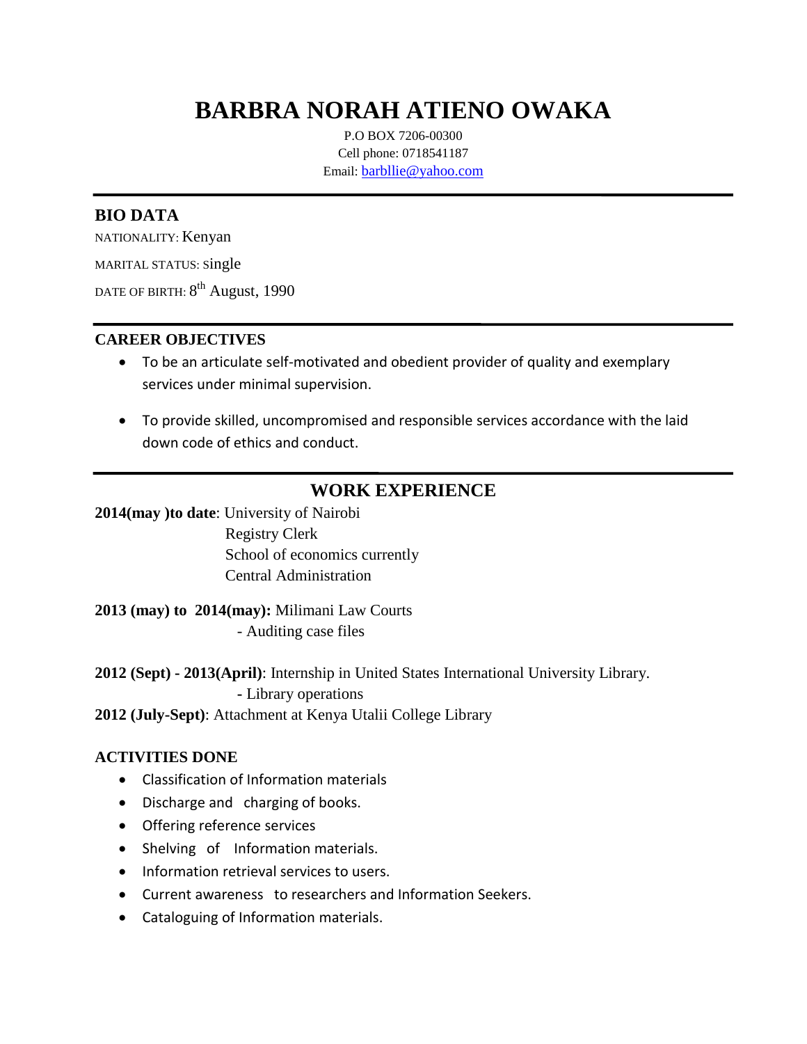# BARBRA NORAH ATIENO OWAKA

P.O BOX 7206-00300
Cell phone: 0718541187
Email: barbllie@yahoo.com

---

## BIO DATA

NATIONALITY: Kenyan

MARITAL STATUS: single

DATE OF BIRTH: 8th August, 1990

---

## CAREER OBJECTIVES

- To be an articulate self-motivated and obedient provider of quality and exemplary services under minimal supervision.
- To provide skilled, uncompromised and responsible services accordance with the laid down code of ethics and conduct.

---

## WORK EXPERIENCE

**2014(may )to date**: University of Nairobi
Registry Clerk
School of economics currently
Central Administration

**2013 (may) to 2014(may):** Milimani Law Courts
- Auditing case files

**2012 (Sept) - 2013(April)**: Internship in United States International University Library.
- Library operations

**2012 (July-Sept)**: Attachment at Kenya Utalii College Library

### ACTIVITIES DONE

- Classification of Information materials
- Discharge and charging of books.
- Offering reference services
- Shelving of Information materials.
- Information retrieval services to users.
- Current awareness to researchers and Information Seekers.
- Cataloguing of Information materials.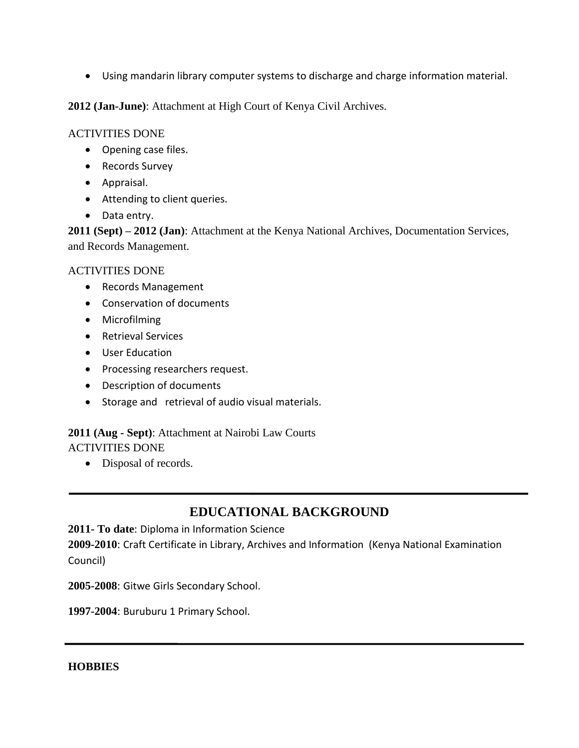- Using mandarin library computer systems to discharge and charge information material.

**2012 (Jan-June)**: Attachment at High Court of Kenya Civil Archives.

ACTIVITIES DONE

- Opening case files.
- Records Survey
- Appraisal.
- Attending to client queries.
- Data entry.

**2011 (Sept) – 2012 (Jan)**: Attachment at the Kenya National Archives, Documentation Services, and Records Management.

ACTIVITIES DONE

- Records Management
- Conservation of documents
- Microfilming
- Retrieval Services
- User Education
- Processing researchers request.
- Description of documents
- Storage and retrieval of audio visual materials.

**2011 (Aug - Sept)**: Attachment at Nairobi Law Courts

ACTIVITIES DONE

- Disposal of records.

---

## EDUCATIONAL BACKGROUND

**2011- To date**: Diploma in Information Science

**2009-2010**: Craft Certificate in Library, Archives and Information (Kenya National Examination Council)

**2005-2008**: Gitwe Girls Secondary School.

**1997-2004**: Buruburu 1 Primary School.

---

**HOBBIES**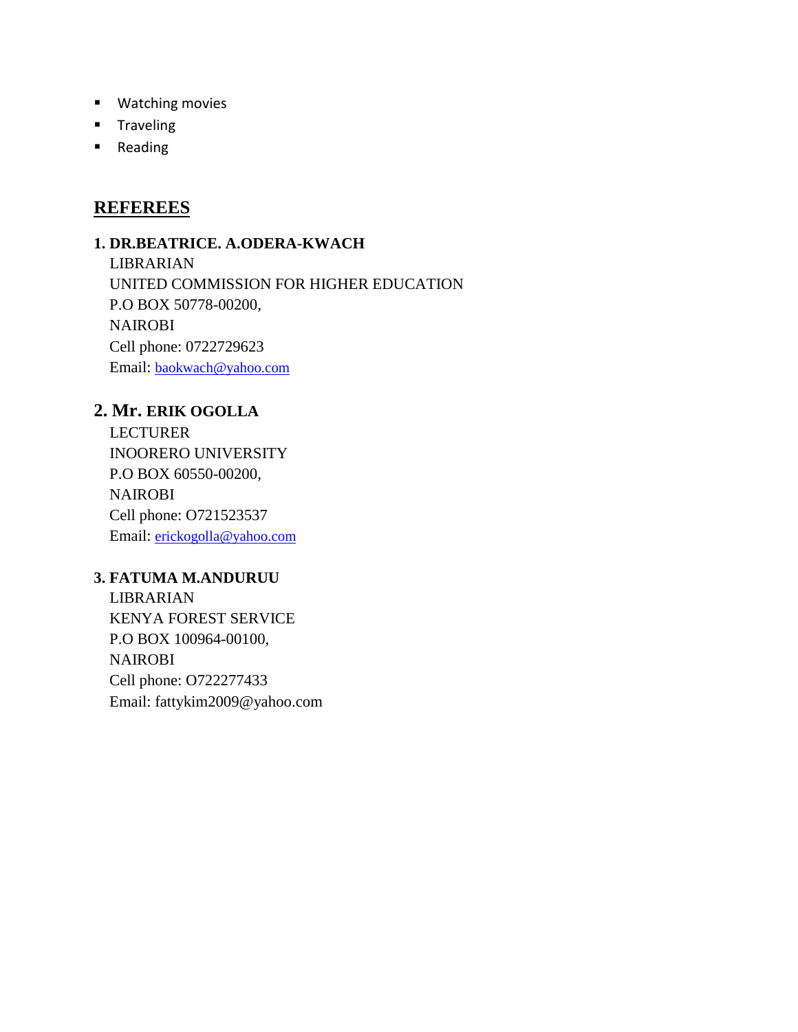- Watching movies
- Traveling
- Reading

## REFEREES

**1. DR.BEATRICE. A.ODERA-KWACH**
LIBRARIAN
UNITED COMMISSION FOR HIGHER EDUCATION
P.O BOX 50778-00200,
NAIROBI
Cell phone: 0722729623
Email: baokwach@yahoo.com

**2. Mr. ERIK OGOLLA**
LECTURER
INOORERO UNIVERSITY
P.O BOX 60550-00200,
NAIROBI
Cell phone: O721523537
Email: erickogolla@yahoo.com

**3. FATUMA M.ANDURUU**
LIBRARIAN
KENYA FOREST SERVICE
P.O BOX 100964-00100,
NAIROBI
Cell phone: O722277433
Email: fattykim2009@yahoo.com